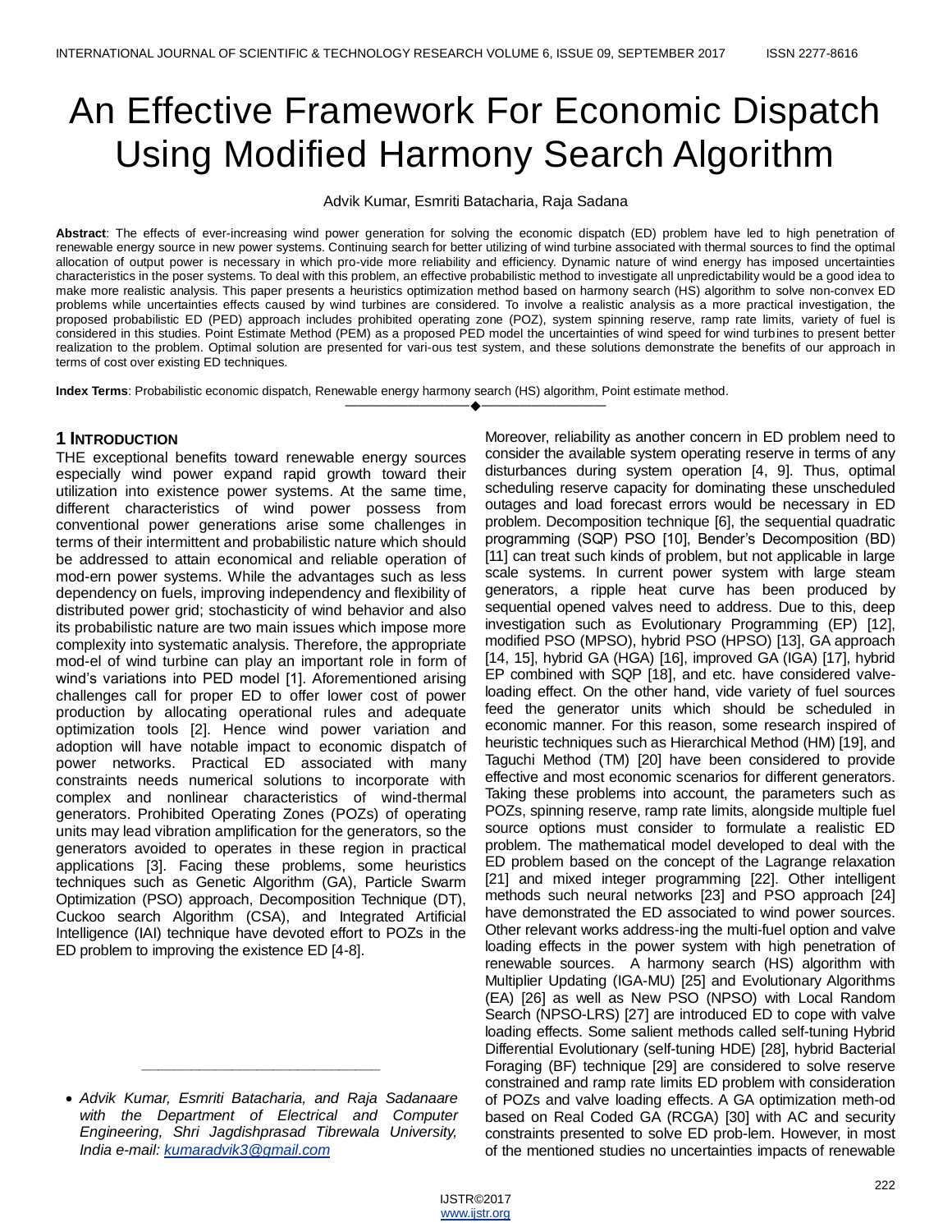# An Effective Framework For Economic Dispatch Using Modified Harmony Search Algorithm

Advik Kumar, Esmriti Batacharia, Raja Sadana

**Abstract**: The effects of ever-increasing wind power generation for solving the economic dispatch (ED) problem have led to high penetration of renewable energy source in new power systems. Continuing search for better utilizing of wind turbine associated with thermal sources to find the optimal allocation of output power is necessary in which pro-vide more reliability and efficiency. Dynamic nature of wind energy has imposed uncertainties characteristics in the poser systems. To deal with this problem, an effective probabilistic method to investigate all unpredictability would be a good idea to make more realistic analysis. This paper presents a heuristics optimization method based on harmony search (HS) algorithm to solve non-convex ED problems while uncertainties effects caused by wind turbines are considered. To involve a realistic analysis as a more practical investigation, the proposed probabilistic ED (PED) approach includes prohibited operating zone (POZ), system spinning reserve, ramp rate limits, variety of fuel is considered in this studies. Point Estimate Method (PEM) as a proposed PED model the uncertainties of wind speed for wind turbines to present better realization to the problem. Optimal solution are presented for vari-ous test system, and these solutions demonstrate the benefits of our approach in terms of cost over existing ED techniques.

**Index Terms**: Probabilistic economic dispatch, Renewable energy harmony search (HS) algorithm, Point estimate method.

## 1 Introduction

THE exceptional benefits toward renewable energy sources especially wind power expand rapid growth toward their utilization into existence power systems. At the same time, different characteristics of wind power possess from conventional power generations arise some challenges in terms of their intermittent and probabilistic nature which should be addressed to attain economical and reliable operation of mod-ern power systems. While the advantages such as less dependency on fuels, improving independency and flexibility of distributed power grid; stochasticity of wind behavior and also its probabilistic nature are two main issues which impose more complexity into systematic analysis. Therefore, the appropriate mod-el of wind turbine can play an important role in form of wind's variations into PED model [1]. Aforementioned arising challenges call for proper ED to offer lower cost of power production by allocating operational rules and adequate optimization tools [2]. Hence wind power variation and adoption will have notable impact to economic dispatch of power networks. Practical ED associated with many constraints needs numerical solutions to incorporate with complex and nonlinear characteristics of wind-thermal generators. Prohibited Operating Zones (POZs) of operating units may lead vibration amplification for the generators, so the generators avoided to operates in these region in practical applications [3]. Facing these problems, some heuristics techniques such as Genetic Algorithm (GA), Particle Swarm Optimization (PSO) approach, Decomposition Technique (DT), Cuckoo search Algorithm (CSA), and Integrated Artificial Intelligence (IAI) technique have devoted effort to POZs in the ED problem to improving the existence ED [4-8].

- *Advik Kumar, Esmriti Batacharia, and Raja Sadanaare with the Department of Electrical and Computer Engineering, Shri Jagdishprasad Tibrewala University, India e-mail: kumaradvik3@gmail.com*

Moreover, reliability as another concern in ED problem need to consider the available system operating reserve in terms of any disturbances during system operation [4, 9]. Thus, optimal scheduling reserve capacity for dominating these unscheduled outages and load forecast errors would be necessary in ED problem. Decomposition technique [6], the sequential quadratic programming (SQP) PSO [10], Bender's Decomposition (BD) [11] can treat such kinds of problem, but not applicable in large scale systems. In current power system with large steam generators, a ripple heat curve has been produced by sequential opened valves need to address. Due to this, deep investigation such as Evolutionary Programming (EP) [12], modified PSO (MPSO), hybrid PSO (HPSO) [13], GA approach [14, 15], hybrid GA (HGA) [16], improved GA (IGA) [17], hybrid EP combined with SQP [18], and etc. have considered valve-loading effect. On the other hand, vide variety of fuel sources feed the generator units which should be scheduled in economic manner. For this reason, some research inspired of heuristic techniques such as Hierarchical Method (HM) [19], and Taguchi Method (TM) [20] have been considered to provide effective and most economic scenarios for different generators. Taking these problems into account, the parameters such as POZs, spinning reserve, ramp rate limits, alongside multiple fuel source options must consider to formulate a realistic ED problem. The mathematical model developed to deal with the ED problem based on the concept of the Lagrange relaxation [21] and mixed integer programming [22]. Other intelligent methods such neural networks [23] and PSO approach [24] have demonstrated the ED associated to wind power sources. Other relevant works address-ing the multi-fuel option and valve loading effects in the power system with high penetration of renewable sources. A harmony search (HS) algorithm with Multiplier Updating (IGA-MU) [25] and Evolutionary Algorithms (EA) [26] as well as New PSO (NPSO) with Local Random Search (NPSO-LRS) [27] are introduced ED to cope with valve loading effects. Some salient methods called self-tuning Hybrid Differential Evolutionary (self-tuning HDE) [28], hybrid Bacterial Foraging (BF) technique [29] are considered to solve reserve constrained and ramp rate limits ED problem with consideration of POZs and valve loading effects. A GA optimization meth-od based on Real Coded GA (RCGA) [30] with AC and security constraints presented to solve ED prob-lem. However, in most of the mentioned studies no uncertainties impacts of renewable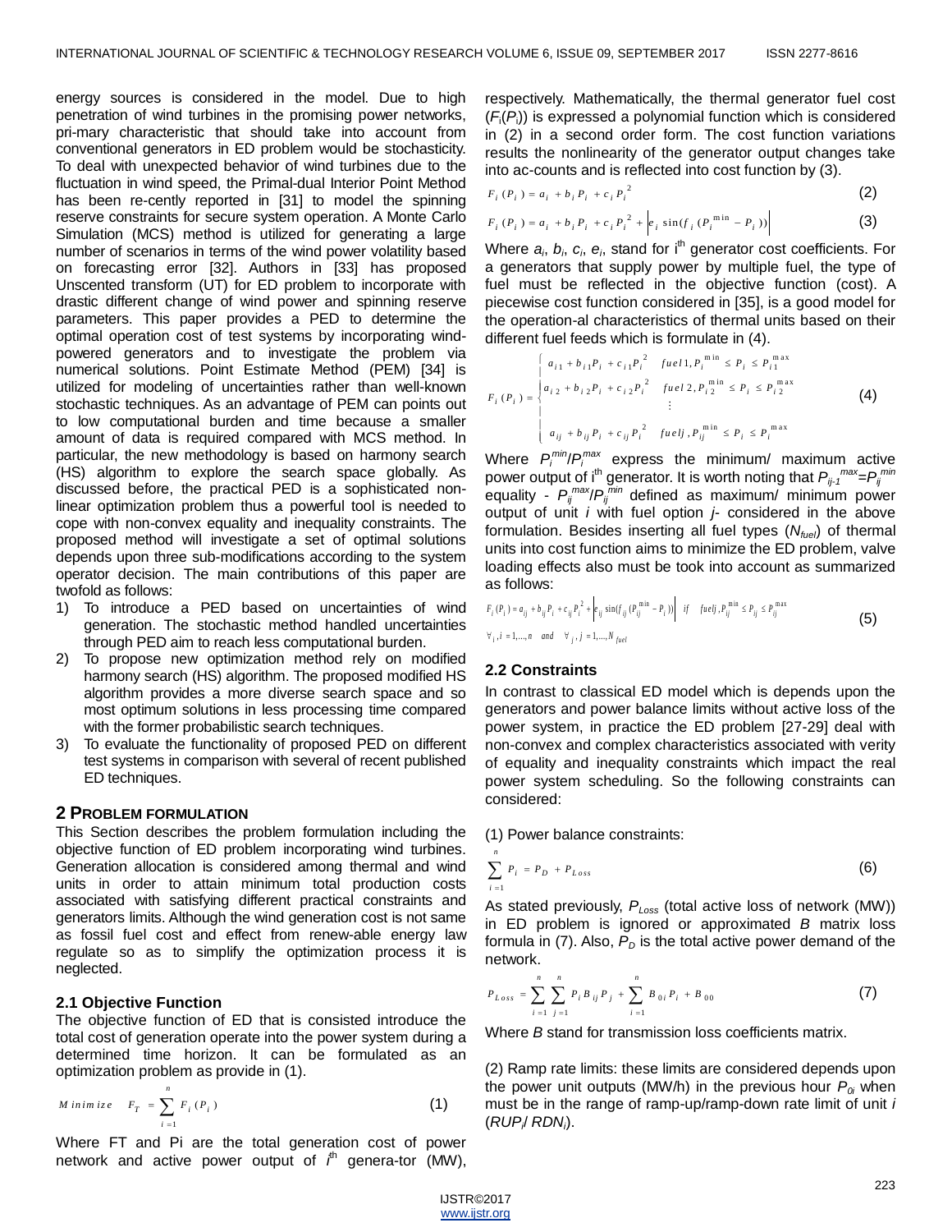energy sources is considered in the model. Due to high penetration of wind turbines in the promising power networks, pri-mary characteristic that should take into account from conventional generators in ED problem would be stochasticity. To deal with unexpected behavior of wind turbines due to the fluctuation in wind speed, the Primal-dual Interior Point Method has been re-cently reported in [31] to model the spinning reserve constraints for secure system operation. A Monte Carlo Simulation (MCS) method is utilized for generating a large number of scenarios in terms of the wind power volatility based on forecasting error [32]. Authors in [33] has proposed Unscented transform (UT) for ED problem to incorporate with drastic different change of wind power and spinning reserve parameters. This paper provides a PED to determine the optimal operation cost of test systems by incorporating wind-powered generators and to investigate the problem via numerical solutions. Point Estimate Method (PEM) [34] is utilized for modeling of uncertainties rather than well-known stochastic techniques. As an advantage of PEM can points out to low computational burden and time because a smaller amount of data is required compared with MCS method. In particular, the new methodology is based on harmony search (HS) algorithm to explore the search space globally. As discussed before, the practical PED is a sophisticated non-linear optimization problem thus a powerful tool is needed to cope with non-convex equality and inequality constraints. The proposed method will investigate a set of optimal solutions depends upon three sub-modifications according to the system operator decision. The main contributions of this paper are twofold as follows:

1) To introduce a PED based on uncertainties of wind generation. The stochastic method handled uncertainties through PED aim to reach less computational burden.
2) To propose new optimization method rely on modified harmony search (HS) algorithm. The proposed modified HS algorithm provides a more diverse search space and so most optimum solutions in less processing time compared with the former probabilistic search techniques.
3) To evaluate the functionality of proposed PED on different test systems in comparison with several of recent published ED techniques.

## 2 Problem Formulation

This Section describes the problem formulation including the objective function of ED problem incorporating wind turbines. Generation allocation is considered among thermal and wind units in order to attain minimum total production costs associated with satisfying different practical constraints and generators limits. Although the wind generation cost is not same as fossil fuel cost and effect from renew-able energy law regulate so as to simplify the optimization process it is neglected.

### 2.1 Objective Function

The objective function of ED that is consisted introduce the total cost of generation operate into the power system during a determined time horizon. It can be formulated as an optimization problem as provide in (1).

$$Minimize \quad F_T = \sum_{i=1}^{n} F_i(P_i) \tag{1}$$

Where FT and Pi are the total generation cost of power network and active power output of $i^{th}$ genera-tor (MW), respectively. Mathematically, the thermal generator fuel cost ($F_i(P_i)$) is expressed a polynomial function which is considered in (2) in a second order form. The cost function variations results the nonlinearity of the generator output changes take into ac-counts and is reflected into cost function by (3).

$$F_i(P_i) = a_i + b_i P_i + c_i P_i^2 \tag{2}$$

$$F_i(P_i) = a_i + b_i P_i + c_i P_i^2 + \left| e_i \sin(f_i(P_i^{\min} - P_i)) \right| \tag{3}$$

Where $a_i$, $b_i$, $c_i$, $e_i$, stand for $i^{th}$ generator cost coefficients. For a generators that supply power by multiple fuel, the type of fuel must be reflected in the objective function (cost). A piecewise cost function considered in [35], is a good model for the operation-al characteristics of thermal units based on their different fuel feeds which is formulate in (4).

$$F_i(P_i) = \begin{cases} a_{i1} + b_{i1}P_i + c_{i1}P_i^2 & fuel1, P_i^{\min} \le P_i \le P_{i1}^{\max} \\ a_{i2} + b_{i2}P_i + c_{i2}P_i^2 & fuel2, P_{i2}^{\min} \le P_i \le P_{i2}^{\max} \\ \vdots & \\ a_{ij} + b_{ij}P_i + c_{ij}P_i^2 & fuelj, P_{ij}^{\min} \le P_i \le P_i^{\max} \end{cases} \tag{4}$$

Where $P_i^{min}/P_i^{max}$ express the minimum/ maximum active power output of $i^{th}$ generator. It is worth noting that $P_{ij-1}^{max}=P_{ij}^{min}$ equality - $P_{ij}^{max}/P_{ij}^{min}$ defined as maximum/ minimum power output of unit $i$ with fuel option $j$- considered in the above formulation. Besides inserting all fuel types ($N_{fuel}$) of thermal units into cost function aims to minimize the ED problem, valve loading effects also must be took into account as summarized as follows:

$$F_i(P_i) = a_{ij} + b_{ij}P_i + c_{ij}P_i^2 + \left| e_{ij} \sin(f_{ij}(P_{ij}^{\min} - P_i)) \right| \quad if \quad fuelj, P_{ij}^{\min} \le P_{ij} \le P_{ij}^{\max}$$
$$\forall_i, i = 1,...,n \quad and \quad \forall_j, j = 1,...,N_{fuel} \tag{5}$$

### 2.2 Constraints

In contrast to classical ED model which is depends upon the generators and power balance limits without active loss of the power system, in practice the ED problem [27-29] deal with non-convex and complex characteristics associated with verity of equality and inequality constraints which impact the real power system scheduling. So the following constraints can considered:

(1) Power balance constraints:

$$\sum_{i=1}^{n} P_i = P_D + P_{Loss} \tag{6}$$

As stated previously, $P_{Loss}$ (total active loss of network (MW)) in ED problem is ignored or approximated $B$ matrix loss formula in (7). Also, $P_D$ is the total active power demand of the network.

$$P_{Loss} = \sum_{i=1}^{n}\sum_{j=1}^{n} P_i B_{ij} P_j + \sum_{i=1}^{n} B_{0i} P_i + B_{00} \tag{7}$$

Where $B$ stand for transmission loss coefficients matrix.

(2) Ramp rate limits: these limits are considered depends upon the power unit outputs (MW/h) in the previous hour $P_{0i}$ when must be in the range of ramp-up/ramp-down rate limit of unit $i$ ($RUP_i$/ $RDN_i$).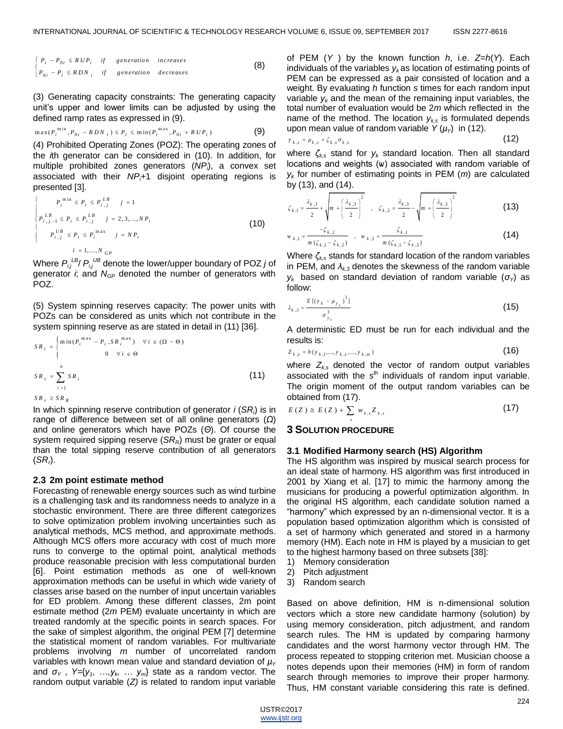$$\begin{cases} P_i - P_{0i} \le RUP_i & if \quad generation \quad increases \\ P_{0i} - P_i \le RDN_i & if \quad generation \quad decreases \end{cases} \tag{8}$$

(3) Generating capacity constraints: The generating capacity unit's upper and lower limits can be adjusted by using the defined ramp rates as expressed in (9).

$$\max(P_i^{\min}, P_{0i} - RDN_i) \le P_i \le \min(P_i^{\max}, P_{0i} + RUP_i) \tag{9}$$

(4) Prohibited Operating Zones (POZ): The operating zones of the *i*th generator can be considered in (10). In addition, for multiple prohibited zones generators ($NP_i$), a convex set associated with their $NP_i$+1 disjoint operating regions is presented [3].

$$\begin{cases} P_i^{\min} \le P_i \le P_{i,j}^{LB} & j = 1 \\ P_{i,j-1}^{LB} \le P_i \le P_{i,j}^{LB} & j = 2,3,\ldots,NP_i \\ P_{i,j}^{UB} \le P_i \le P_i^{\max} & j = NP_i \end{cases} \tag{10}$$

$$i = 1,\ldots,N_{GP}$$

Where $P_{i,j}^{LB}$/ $P_{i,j}^{UB}$ denote the lower/upper boundary of POZ *j* of generator *i*; and $N_{GP}$ denoted the number of generators with POZ.

(5) System spinning reserves capacity: The power units with POZs can be considered as units which not contribute in the system spinning reserve as are stated in detail in (11) [36].

$$SR_i = \begin{cases} \min(P_i^{\max} - P_i, SR_i^{\max}) & \forall i \in (\Omega - \Theta) \\ 0 & \forall i \in \Theta \end{cases}$$

$$SR_r = \sum_{i=1}^{n} SR_i \tag{11}$$

$$SR_r \ge SR_R$$

In which spinning reserve contribution of generator *i* ($SR_i$) is in range of difference between set of all online generators ($\Omega$) and online generators which have POZs ($\Theta$). Of course the system required sipping reserve ($SR_R$) must be grater or equal than the total sipping reserve contribution of all generators ($SR_r$).

### 2.3 2m point estimate method

Forecasting of renewable energy sources such as wind turbine is a challenging task and its randomness needs to analyze in a stochastic environment. There are three different categorizes to solve optimization problem involving uncertainties such as analytical methods, MCS method, and approximate methods. Although MCS offers more accuracy with cost of much more runs to converge to the optimal point, analytical methods produce reasonable precision with less computational burden [6]. Point estimation methods as one of well-known approximation methods can be useful in which wide variety of classes arise based on the number of input uncertain variables for ED problem. Among these different classes, 2m point estimate method (2*m* PEM) evaluate uncertainty in which are treated randomly at the specific points in search spaces. For the sake of simplest algorithm, the original PEM [7] determine the statistical moment of random variables. For multivariate problems involving *m* number of uncorrelated random variables with known mean value and standard deviation of $\mu_Y$ and $\sigma_Y$ , $Y$={$y_1$, …,$y_k$, … $y_m$} state as a random vector. The random output variable (*Z)* is related to random input variable of PEM (*Y* ) by the known function *h*, i.e. *Z*=*h*(*Y*). Each individuals of the variables $y_k$ as location of estimating points of PEM can be expressed as a pair consisted of location and a weight. By evaluating *h* function *s* times for each random input variable $y_k$ and the mean of the remaining input variables, the total number of evaluation would be 2*m* which reflected in the name of the method. The location $y_{k,s}$ is formulated depends upon mean value of random variable *Y* ($\mu_Y$) in (12).

$$y_{k,s} = \mu_{k,s} + \zeta_{k,s}\sigma_{k,s} \tag{12}$$

where $\zeta_{k,s}$ stand for $y_k$ standard location. Then all standard locations and weights (*w*) associated with random variable of $y_k$ for number of estimating points in PEM (*m*) are calculated by (13), and (14).

$$\zeta_{k,1} = \frac{\lambda_{k,3}}{2} + \sqrt{m + \left(\frac{\lambda_{k,3}}{2}\right)^2} \quad , \quad \zeta_{k,2} = \frac{\lambda_{k,3}}{2} - \sqrt{m + \left(\frac{\lambda_{k,3}}{2}\right)^2} \tag{13}$$

$$w_{k,1} = \frac{-\zeta_{k,2}}{m(\zeta_{k,1} - \zeta_{k,2})} \quad , \quad w_{k,2} = \frac{\zeta_{k,1}}{m(\zeta_{k,1} - \zeta_{k,2})} \tag{14}$$

Where $\zeta_{k,s}$ stands for standard location of the random variables in PEM, and $\lambda_{k,3}$ denotes the skewness of the random variable $y_k$ based on standard deviation of random variable ($\sigma_Y$) as follow:

$$\lambda_{k,3} = \frac{E[(y_k - \mu_{y_k})^3]}{\sigma_{y_k}^3} \tag{15}$$

A deterministic ED must be run for each individual and the results is:

$$Z_{k,s} = h(y_{k,1},\ldots,y_{k,s},\ldots,y_{k,m}) \tag{16}$$

where $Z_{k,s}$ denoted the vector of random output variables associated with the s[th] individuals of random input variable. The origin moment of the output random variables can be obtained from (17).

$$E(Z) \cong E(Z) + \sum_s w_{k,s} Z_{k,s} \tag{17}$$

## 3 Solution Procedure

### 3.1 Modified Harmony search (HS) Algorithm

The HS algorithm was inspired by musical search process for an ideal state of harmony. HS algorithm was first introduced in 2001 by Xiang et al. [17] to mimic the harmony among the musicians for producing a powerful optimization algorithm. In the original HS algorithm, each candidate solution named a "harmony" which expressed by an n-dimensional vector. It is a population based optimization algorithm which is consisted of a set of harmony which generated and stored in a harmony memory (HM). Each note in HM is played by a musician to get to the highest harmony based on three subsets [38]:

1) Memory consideration
2) Pitch adjustment
3) Random search

Based on above definition, HM is n-dimensional solution vectors which a store new candidate harmony (solution) by using memory consideration, pitch adjustment, and random search rules. The HM is updated by comparing harmony candidates and the worst harmony vector through HM. The process repeated to stopping criterion met. Musician choose a notes depends upon their memories (HM) in form of random search through memories to improve their proper harmony. Thus, HM constant variable considering this rate is defined.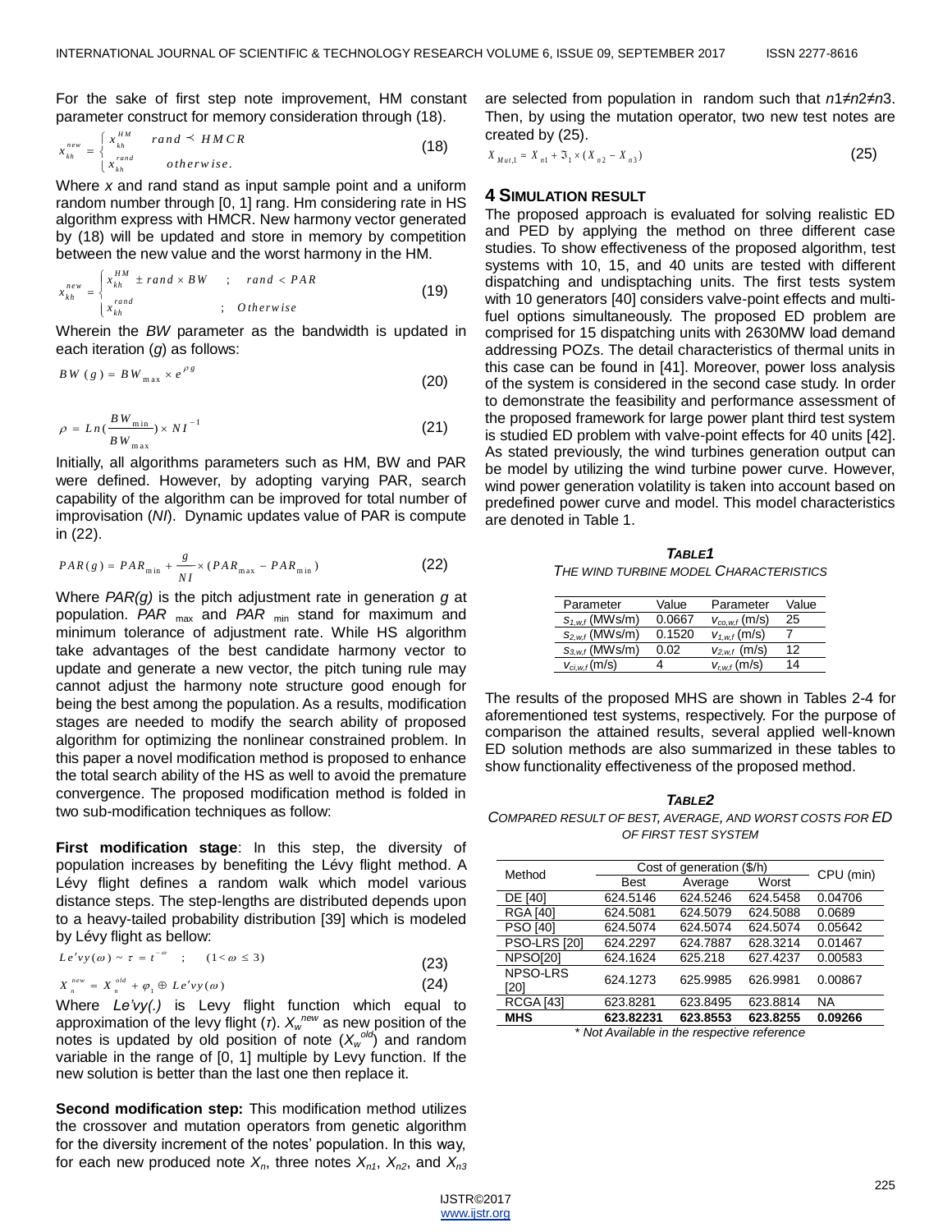For the sake of first step note improvement, HM constant parameter construct for memory consideration through (18).

$$x_{kh}^{new} = \begin{cases} x_{kh}^{HM} & rand \prec HMCR \\ x_{kh}^{rand} & otherwise. \end{cases} \tag{18}$$

Where *x* and rand stand as input sample point and a uniform random number through [0, 1] rang. Hm considering rate in HS algorithm express with HMCR. New harmony vector generated by (18) will be updated and store in memory by competition between the new value and the worst harmony in the HM.

$$x_{kh}^{new} = \begin{cases} x_{kh}^{HM} \pm rand \times BW & ; \quad rand < PAR \\ x_{kh}^{rand} & ; \quad Otherwise \end{cases} \tag{19}$$

Wherein the *BW* parameter as the bandwidth is updated in each iteration (*g*) as follows:

$$BW(g) = BW_{\max} \times e^{\rho g} \tag{20}$$

$$\rho = Ln(\frac{BW_{\min}}{BW_{\max}}) \times NI^{-1} \tag{21}$$

Initially, all algorithms parameters such as HM, BW and PAR were defined. However, by adopting varying PAR, search capability of the algorithm can be improved for total number of improvisation (*NI*). Dynamic updates value of PAR is compute in (22).

$$PAR(g) = PAR_{\min} + \frac{g}{NI} \times (PAR_{\max} - PAR_{\min}) \tag{22}$$

Where *PAR(g)* is the pitch adjustment rate in generation *g* at population. $PAR_{\max}$ and $PAR_{\min}$ stand for maximum and minimum tolerance of adjustment rate. While HS algorithm take advantages of the best candidate harmony vector to update and generate a new vector, the pitch tuning rule may cannot adjust the harmony note structure good enough for being the best among the population. As a results, modification stages are needed to modify the search ability of proposed algorithm for optimizing the nonlinear constrained problem. In this paper a novel modification method is proposed to enhance the total search ability of the HS as well to avoid the premature convergence. The proposed modification method is folded in two sub-modification techniques as follow:

**First modification stage**: In this step, the diversity of population increases by benefiting the Lévy flight method. A Lévy flight defines a random walk which model various distance steps. The step-lengths are distributed depends upon to a heavy-tailed probability distribution [39] which is modeled by Lévy flight as bellow:

$$Le'vy(\omega) \sim \tau = t^{-\omega} \quad ; \quad (1 < \omega \le 3) \tag{23}$$

$$X_n^{new} = X_n^{old} + \varphi_1 \oplus Le'vy(\omega) \tag{24}$$

Where *Le'vy(.)* is Levy flight function which equal to approximation of the levy flight ($\tau$). $X_w^{new}$ as new position of the notes is updated by old position of note ($X_w^{old}$) and random variable in the range of [0, 1] multiple by Levy function. If the new solution is better than the last one then replace it.

**Second modification step:** This modification method utilizes the crossover and mutation operators from genetic algorithm for the diversity increment of the notes' population. In this way, for each new produced note $X_n$, three notes $X_{n1}$, $X_{n2}$, and $X_{n3}$ are selected from population in random such that $n1 \neq n2 \neq n3$. Then, by using the mutation operator, two new test notes are created by (25).

$$X_{Mut,1} = X_{n1} + \Im_1 \times (X_{n2} - X_{n3}) \tag{25}$$

## 4 Simulation Result

The proposed approach is evaluated for solving realistic ED and PED by applying the method on three different case studies. To show effectiveness of the proposed algorithm, test systems with 10, 15, and 40 units are tested with different dispatching and undisptaching units. The first tests system with 10 generators [40] considers valve-point effects and multi-fuel options simultaneously. The proposed ED problem are comprised for 15 dispatching units with 2630MW load demand addressing POZs. The detail characteristics of thermal units in this case can be found in [41]. Moreover, power loss analysis of the system is considered in the second case study. In order to demonstrate the feasibility and performance assessment of the proposed framework for large power plant third test system is studied ED problem with valve-point effects for 40 units [42]. As stated previously, the wind turbines generation output can be model by utilizing the wind turbine power curve. However, wind power generation volatility is taken into account based on predefined power curve and model. This model characteristics are denoted in Table 1.

***Table1***

*The wind turbine model Characteristics*

| Parameter | Value | Parameter | Value |
|---|---|---|---|
| $s_{1,w,f}$ (MWs/m) | 0.0667 | $v_{co,w,f}$ (m/s) | 25 |
| $s_{2,w,f}$ (MWs/m) | 0.1520 | $v_{1,w,f}$ (m/s) | 7 |
| $s_{3,w,f}$ (MWs/m) | 0.02 | $v_{2,w,f}$ (m/s) | 12 |
| $v_{ci,w,f}$ (m/s) | 4 | $v_{r,w,f}$ (m/s) | 14 |

The results of the proposed MHS are shown in Tables 2-4 for aforementioned test systems, respectively. For the purpose of comparison the attained results, several applied well-known ED solution methods are also summarized in these tables to show functionality effectiveness of the proposed method.

***Table2***

*Compared result of best, average, and worst costs for ED of first test system*

| Method | Cost of generation ($/h) | | | CPU (min) |
|---|---|---|---|---|
| | Best | Average | Worst | |
| DE [40] | 624.5146 | 624.5246 | 624.5458 | 0.04706 |
| RGA [40] | 624.5081 | 624.5079 | 624.5088 | 0.0689 |
| PSO [40] | 624.5074 | 624.5074 | 624.5074 | 0.05642 |
| PSO-LRS [20] | 624.2297 | 624.7887 | 628.3214 | 0.01467 |
| NPSO[20] | 624.1624 | 625.218 | 627.4237 | 0.00583 |
| NPSO-LRS [20] | 624.1273 | 625.9985 | 626.9981 | 0.00867 |
| RCGA [43] | 623.8281 | 623.8495 | 623.8814 | NA |
| **MHS** | **623.82231** | **623.8553** | **623.8255** | **0.09266** |

\* Not Available in the respective reference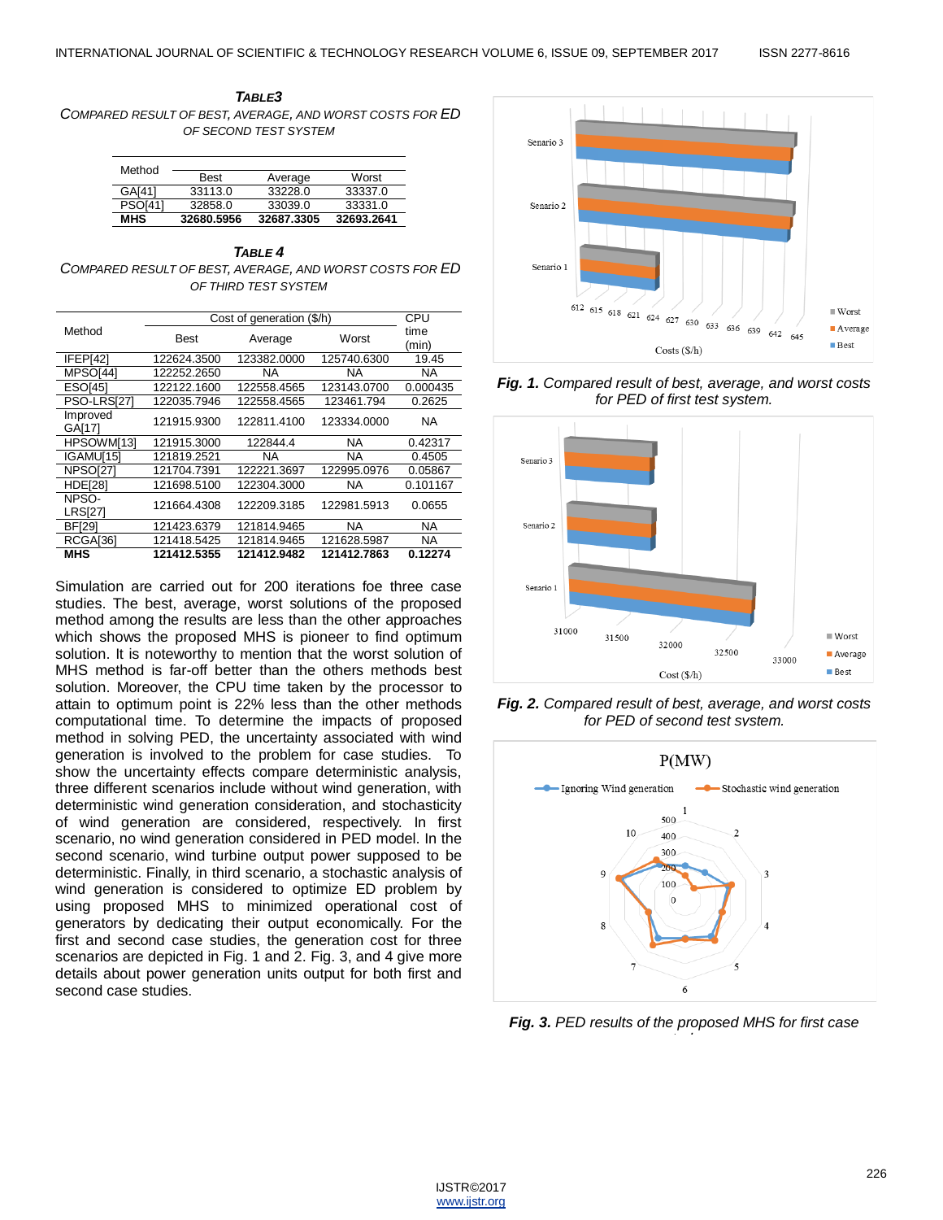*TABLE3*
*COMPARED RESULT OF BEST, AVERAGE, AND WORST COSTS FOR ED OF SECOND TEST SYSTEM*

| Method | Best | Average | Worst |
|---|---|---|---|
| GA[41] | 33113.0 | 33228.0 | 33337.0 |
| PSO[41] | 32858.0 | 33039.0 | 33331.0 |
| **MHS** | **32680.5956** | **32687.3305** | **32693.2641** |

*TABLE 4*
*COMPARED RESULT OF BEST, AVERAGE, AND WORST COSTS FOR ED OF THIRD TEST SYSTEM*

| Method | Cost of generation ($/h) | | | CPU time (min) |
|---|---|---|---|---|
| | Best | Average | Worst | |
| IFEP[42] | 122624.3500 | 123382.0000 | 125740.6300 | 19.45 |
| MPSO[44] | 122252.2650 | NA | NA | NA |
| ESO[45] | 122122.1600 | 122558.4565 | 123143.0700 | 0.000435 |
| PSO-LRS[27] | 122035.7946 | 122558.4565 | 123461.794 | 0.2625 |
| Improved GA[17] | 121915.9300 | 122811.4100 | 123334.0000 | NA |
| HPSOWM[13] | 121915.3000 | 122844.4 | NA | 0.42317 |
| IGAMU[15] | 121819.2521 | NA | NA | 0.4505 |
| NPSO[27] | 121704.7391 | 122221.3697 | 122995.0976 | 0.05867 |
| HDE[28] | 121698.5100 | 122304.3000 | NA | 0.101167 |
| NPSO-LRS[27] | 121664.4308 | 122209.3185 | 122981.5913 | 0.0655 |
| BF[29] | 121423.6379 | 121814.9465 | NA | NA |
| RCGA[36] | 121418.5425 | 121814.9465 | 121628.5987 | NA |
| **MHS** | **121412.5355** | **121412.9482** | **121412.7863** | **0.12274** |

Simulation are carried out for 200 iterations foe three case studies. The best, average, worst solutions of the proposed method among the results are less than the other approaches which shows the proposed MHS is pioneer to find optimum solution. It is noteworthy to mention that the worst solution of MHS method is far-off better than the others methods best solution. Moreover, the CPU time taken by the processor to attain to optimum point is 22% less than the other methods computational time. To determine the impacts of proposed method in solving PED, the uncertainty associated with wind generation is involved to the problem for case studies. To show the uncertainty effects compare deterministic analysis, three different scenarios include without wind generation, with deterministic wind generation consideration, and stochasticity of wind generation are considered, respectively. In first scenario, no wind generation considered in PED model. In the second scenario, wind turbine output power supposed to be deterministic. Finally, in third scenario, a stochastic analysis of wind generation is considered to optimize ED problem by using proposed MHS to minimized operational cost of generators by dedicating their output economically. For the first and second case studies, the generation cost for three scenarios are depicted in Fig. 1 and 2. Fig. 3, and 4 give more details about power generation units output for both first and second case studies.

***Fig. 1.*** *Compared result of best, average, and worst costs for PED of first test system.*

***Fig. 2.*** *Compared result of best, average, and worst costs for PED of second test system.*

***Fig. 3.*** *PED results of the proposed MHS for first case*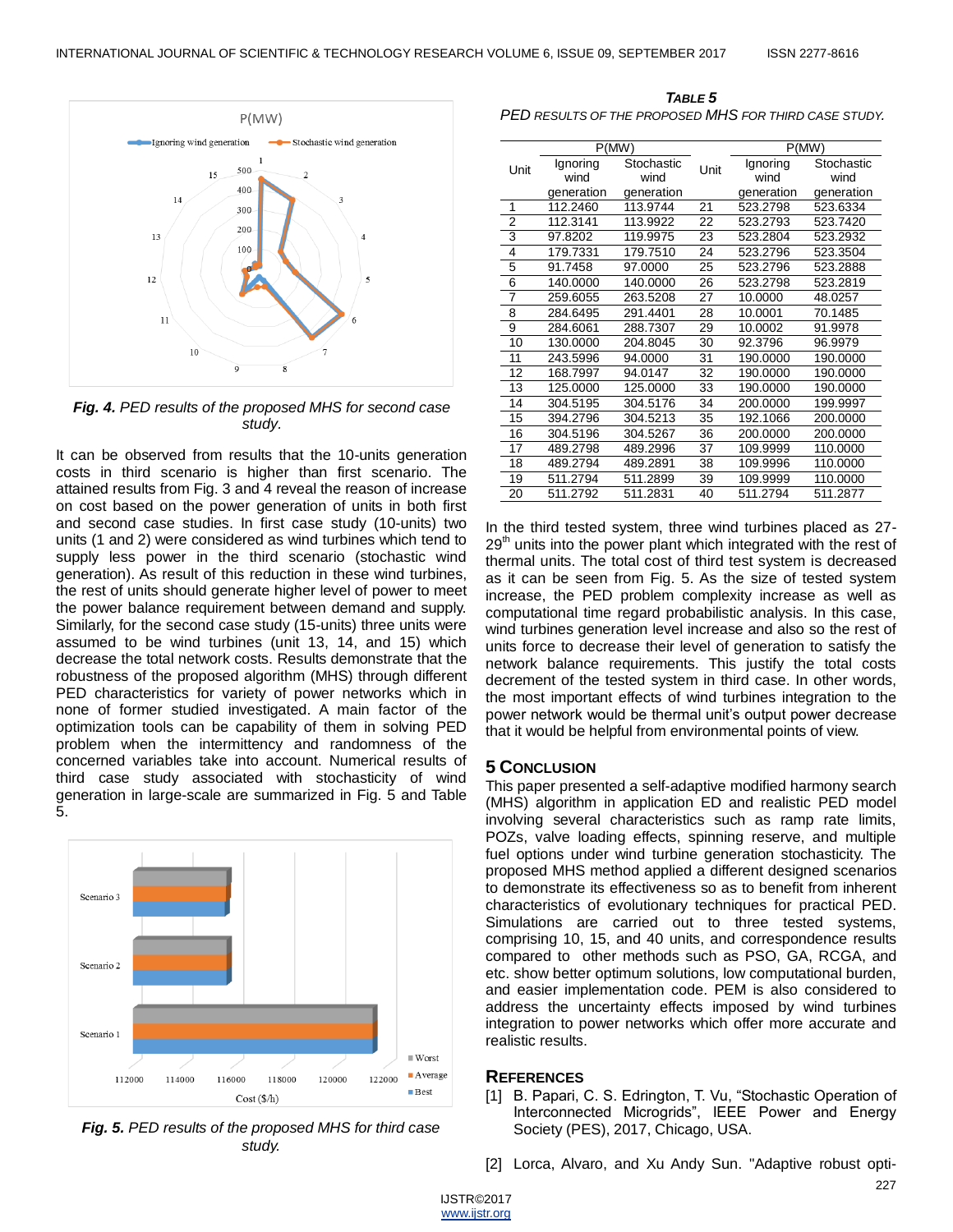*Fig. 4. PED results of the proposed MHS for second case study.*

It can be observed from results that the 10-units generation costs in third scenario is higher than first scenario. The attained results from Fig. 3 and 4 reveal the reason of increase on cost based on the power generation of units in both first and second case studies. In first case study (10-units) two units (1 and 2) were considered as wind turbines which tend to supply less power in the third scenario (stochastic wind generation). As result of this reduction in these wind turbines, the rest of units should generate higher level of power to meet the power balance requirement between demand and supply. Similarly, for the second case study (15-units) three units were assumed to be wind turbines (unit 13, 14, and 15) which decrease the total network costs. Results demonstrate that the robustness of the proposed algorithm (MHS) through different PED characteristics for variety of power networks which in none of former studied investigated. A main factor of the optimization tools can be capability of them in solving PED problem when the intermittency and randomness of the concerned variables take into account. Numerical results of third case study associated with stochasticity of wind generation in large-scale are summarized in Fig. 5 and Table 5.

*Fig. 5. PED results of the proposed MHS for third case study.*

***TABLE 5***
*PED RESULTS OF THE PROPOSED MHS FOR THIRD CASE STUDY.*

| Unit | P(MW) Ignoring wind generation | P(MW) Stochastic wind generation | Unit | P(MW) Ignoring wind generation | P(MW) Stochastic wind generation |
|---|---|---|---|---|---|
| 1 | 112.2460 | 113.9744 | 21 | 523.2798 | 523.6334 |
| 2 | 112.3141 | 113.9922 | 22 | 523.2793 | 523.7420 |
| 3 | 97.8202 | 119.9975 | 23 | 523.2804 | 523.2932 |
| 4 | 179.7331 | 179.7510 | 24 | 523.2796 | 523.3504 |
| 5 | 91.7458 | 97.0000 | 25 | 523.2796 | 523.2888 |
| 6 | 140.0000 | 140.0000 | 26 | 523.2798 | 523.2819 |
| 7 | 259.6055 | 263.5208 | 27 | 10.0000 | 48.0257 |
| 8 | 284.6495 | 291.4401 | 28 | 10.0001 | 70.1485 |
| 9 | 284.6061 | 288.7307 | 29 | 10.0002 | 91.9978 |
| 10 | 130.0000 | 204.8045 | 30 | 92.3796 | 96.9979 |
| 11 | 243.5996 | 94.0000 | 31 | 190.0000 | 190.0000 |
| 12 | 168.7997 | 94.0147 | 32 | 190.0000 | 190.0000 |
| 13 | 125.0000 | 125.0000 | 33 | 190.0000 | 190.0000 |
| 14 | 304.5195 | 304.5176 | 34 | 200.0000 | 199.9997 |
| 15 | 394.2796 | 304.5213 | 35 | 192.1066 | 200.0000 |
| 16 | 304.5196 | 304.5267 | 36 | 200.0000 | 200.0000 |
| 17 | 489.2798 | 489.2996 | 37 | 109.9999 | 110.0000 |
| 18 | 489.2794 | 489.2891 | 38 | 109.9996 | 110.0000 |
| 19 | 511.2794 | 511.2899 | 39 | 109.9999 | 110.0000 |
| 20 | 511.2792 | 511.2831 | 40 | 511.2794 | 511.2877 |

In the third tested system, three wind turbines placed as 27-29[th] units into the power plant which integrated with the rest of thermal units. The total cost of third test system is decreased as it can be seen from Fig. 5. As the size of tested system increase, the PED problem complexity increase as well as computational time regard probabilistic analysis. In this case, wind turbines generation level increase and also so the rest of units force to decrease their level of generation to satisfy the network balance requirements. This justify the total costs decrement of the tested system in third case. In other words, the most important effects of wind turbines integration to the power network would be thermal unit's output power decrease that it would be helpful from environmental points of view.

## 5 CONCLUSION

This paper presented a self-adaptive modified harmony search (MHS) algorithm in application ED and realistic PED model involving several characteristics such as ramp rate limits, POZs, valve loading effects, spinning reserve, and multiple fuel options under wind turbine generation stochasticity. The proposed MHS method applied a different designed scenarios to demonstrate its effectiveness so as to benefit from inherent characteristics of evolutionary techniques for practical PED. Simulations are carried out to three tested systems, comprising 10, 15, and 40 units, and correspondence results compared to other methods such as PSO, GA, RCGA, and etc. show better optimum solutions, low computational burden, and easier implementation code. PEM is also considered to address the uncertainty effects imposed by wind turbines integration to power networks which offer more accurate and realistic results.

## REFERENCES

[1] B. Papari, C. S. Edrington, T. Vu, "Stochastic Operation of Interconnected Micrograds", IEEE Power and Energy Society (PES), 2017, Chicago, USA.

[2] Lorca, Alvaro, and Xu Andy Sun. "Adaptive robust opti-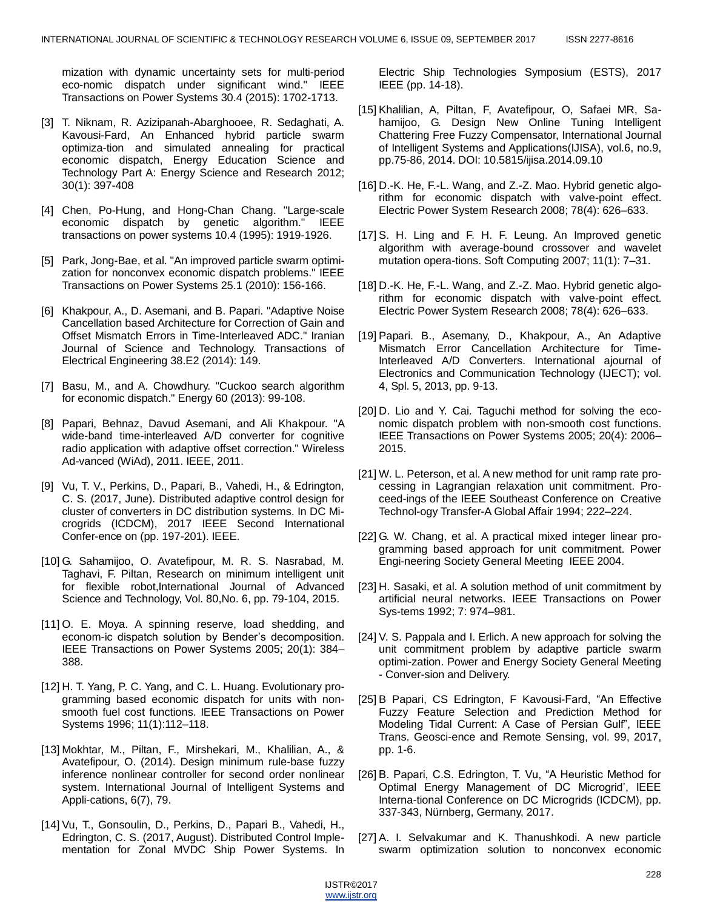mization with dynamic uncertainty sets for multi-period eco-nomic dispatch under significant wind." IEEE Transactions on Power Systems 30.4 (2015): 1702-1713.

[3] T. Niknam, R. Azizipanah-Abarghooee, R. Sedaghati, A. Kavousi-Fard, An Enhanced hybrid particle swarm optimiza-tion and simulated annealing for practical economic dispatch, Energy Education Science and Technology Part A: Energy Science and Research 2012; 30(1): 397-408

[4] Chen, Po-Hung, and Hong-Chan Chang. "Large-scale economic dispatch by genetic algorithm." IEEE transactions on power systems 10.4 (1995): 1919-1926.

[5] Park, Jong-Bae, et al. "An improved particle swarm optimi-zation for nonconvex economic dispatch problems." IEEE Transactions on Power Systems 25.1 (2010): 156-166.

[6] Khakpour, A., D. Asemani, and B. Papari. "Adaptive Noise Cancellation based Architecture for Correction of Gain and Offset Mismatch Errors in Time-Interleaved ADC." Iranian Journal of Science and Technology. Transactions of Electrical Engineering 38.E2 (2014): 149.

[7] Basu, M., and A. Chowdhury. "Cuckoo search algorithm for economic dispatch." Energy 60 (2013): 99-108.

[8] Papari, Behnaz, Davud Asemani, and Ali Khakpour. "A wide-band time-interleaved A/D converter for cognitive radio application with adaptive offset correction." Wireless Ad-vanced (WiAd), 2011. IEEE, 2011.

[9] Vu, T. V., Perkins, D., Papari, B., Vahedi, H., & Edrington, C. S. (2017, June). Distributed adaptive control design for cluster of converters in DC distribution systems. In DC Mi-crogrids (ICDCM), 2017 IEEE Second International Confer-ence on (pp. 197-201). IEEE.

[10] G. Sahamijoo, O. Avatefipour, M. R. S. Nasrabad, M. Taghavi, F. Piltan, Research on minimum intelligent unit for flexible robot,International Journal of Advanced Science and Technology, Vol. 80,No. 6, pp. 79-104, 2015.

[11] O. E. Moya. A spinning reserve, load shedding, and econom-ic dispatch solution by Bender's decomposition. IEEE Transactions on Power Systems 2005; 20(1): 384–388.

[12] H. T. Yang, P. C. Yang, and C. L. Huang. Evolutionary pro-gramming based economic dispatch for units with non-smooth fuel cost functions. IEEE Transactions on Power Systems 1996; 11(1):112–118.

[13] Mokhtar, M., Piltan, F., Mirshekari, M., Khalilian, A., & Avatefipour, O. (2014). Design minimum rule-base fuzzy inference nonlinear controller for second order nonlinear system. International Journal of Intelligent Systems and Appli-cations, 6(7), 79.

[14] Vu, T., Gonsoulin, D., Perkins, D., Papari B., Vahedi, H., Edrington, C. S. (2017, August). Distributed Control Imple-mentation for Zonal MVDC Ship Power Systems. In Electric Ship Technologies Symposium (ESTS), 2017 IEEE (pp. 14-18).

[15] Khalilian, A, Piltan, F, Avatefipour, O, Safaei MR, Sa-hamijoo, G. Design New Online Tuning Intelligent Chattering Free Fuzzy Compensator, International Journal of Intelligent Systems and Applications(IJISA), vol.6, no.9, pp.75-86, 2014. DOI: 10.5815/ijisa.2014.09.10

[16] D.-K. He, F.-L. Wang, and Z.-Z. Mao. Hybrid genetic algo-rithm for economic dispatch with valve-point effect. Electric Power System Research 2008; 78(4): 626–633.

[17] S. H. Ling and F. H. F. Leung. An Improved genetic algorithm with average-bound crossover and wavelet mutation opera-tions. Soft Computing 2007; 11(1): 7–31.

[18] D.-K. He, F.-L. Wang, and Z.-Z. Mao. Hybrid genetic algo-rithm for economic dispatch with valve-point effect. Electric Power System Research 2008; 78(4): 626–633.

[19] Papari. B., Asemany, D., Khakpour, A., An Adaptive Mismatch Error Cancellation Architecture for Time-Interleaved A/D Converters. International ajournal of Electronics and Communication Technology (IJECT); vol. 4, Spl. 5, 2013, pp. 9-13.

[20] D. Lio and Y. Cai. Taguchi method for solving the eco-nomic dispatch problem with non-smooth cost functions. IEEE Transactions on Power Systems 2005; 20(4): 2006–2015.

[21] W. L. Peterson, et al. A new method for unit ramp rate pro-cessing in Lagrangian relaxation unit commitment. Pro-ceed-ings of the IEEE Southeast Conference on Creative Technol-ogy Transfer-A Global Affair 1994; 222–224.

[22] G. W. Chang, et al. A practical mixed integer linear pro-gramming based approach for unit commitment. Power Engi-neering Society General Meeting IEEE 2004.

[23] H. Sasaki, et al. A solution method of unit commitment by artificial neural networks. IEEE Transactions on Power Sys-tems 1992; 7: 974–981.

[24] V. S. Pappala and I. Erlich. A new approach for solving the unit commitment problem by adaptive particle swarm optimi-zation. Power and Energy Society General Meeting - Conver-sion and Delivery.

[25] B Papari, CS Edrington, F Kavousi-Fard, "An Effective Fuzzy Feature Selection and Prediction Method for Modeling Tidal Current: A Case of Persian Gulf", IEEE Trans. Geosci-ence and Remote Sensing, vol. 99, 2017, pp. 1-6.

[26] B. Papari, C.S. Edrington, T. Vu, "A Heuristic Method for Optimal Energy Management of DC Microgrid', IEEE Interna-tional Conference on DC Microgrids (ICDCM), pp. 337-343, Nürnberg, Germany, 2017.

[27] A. I. Selvakumar and K. Thanushkodi. A new particle swarm optimization solution to nonconvex economic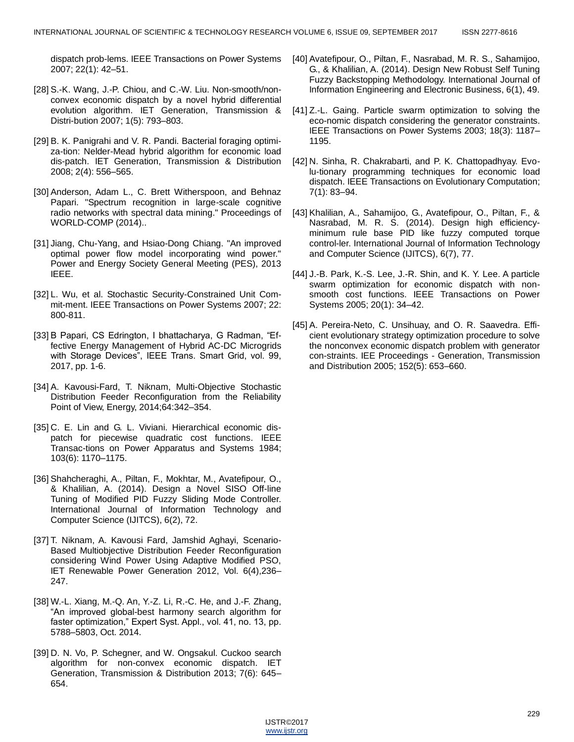dispatch prob-lems. IEEE Transactions on Power Systems 2007; 22(1): 42–51.

[28] S.-K. Wang, J.-P. Chiou, and C.-W. Liu. Non-smooth/non-convex economic dispatch by a novel hybrid differential evolution algorithm. IET Generation, Transmission & Distri-bution 2007; 1(5): 793–803.

[29] B. K. Panigrahi and V. R. Pandi. Bacterial foraging optimi-za-tion: Nelder-Mead hybrid algorithm for economic load dis-patch. IET Generation, Transmission & Distribution 2008; 2(4): 556–565.

[30] Anderson, Adam L., C. Brett Witherspoon, and Behnaz Papari. "Spectrum recognition in large-scale cognitive radio networks with spectral data mining." Proceedings of WORLD-COMP (2014)..

[31] Jiang, Chu-Yang, and Hsiao-Dong Chiang. "An improved optimal power flow model incorporating wind power." Power and Energy Society General Meeting (PES), 2013 IEEE.

[32] L. Wu, et al. Stochastic Security-Constrained Unit Com-mit-ment. IEEE Transactions on Power Systems 2007; 22: 800-811.

[33] B Papari, CS Edrington, I bhattacharya, G Radman, "Ef-fective Energy Management of Hybrid AC-DC Microgrids with Storage Devices", IEEE Trans. Smart Grid, vol. 99, 2017, pp. 1-6.

[34] A. Kavousi-Fard, T. Niknam, Multi-Objective Stochastic Distribution Feeder Reconfiguration from the Reliability Point of View, Energy, 2014;64:342–354.

[35] C. E. Lin and G. L. Viviani. Hierarchical economic dis-patch for piecewise quadratic cost functions. IEEE Transac-tions on Power Apparatus and Systems 1984; 103(6): 1170–1175.

[36] Shahcheraghi, A., Piltan, F., Mokhtar, M., Avatefipour, O., & Khalilian, A. (2014). Design a Novel SISO Off-line Tuning of Modified PID Fuzzy Sliding Mode Controller. International Journal of Information Technology and Computer Science (IJITCS), 6(2), 72.

[37] T. Niknam, A. Kavousi Fard, Jamshid Aghayi, Scenario-Based Multiobjective Distribution Feeder Reconfiguration considering Wind Power Using Adaptive Modified PSO, IET Renewable Power Generation 2012, Vol. 6(4),236–247.

[38] W.-L. Xiang, M.-Q. An, Y.-Z. Li, R.-C. He, and J.-F. Zhang, "An improved global-best harmony search algorithm for faster optimization," Expert Syst. Appl., vol. 41, no. 13, pp. 5788–5803, Oct. 2014.

[39] D. N. Vo, P. Schegner, and W. Ongsakul. Cuckoo search algorithm for non-convex economic dispatch. IET Generation, Transmission & Distribution 2013; 7(6): 645–654.

[40] Avatefipour, O., Piltan, F., Nasrabad, M. R. S., Sahamijoo, G., & Khalilian, A. (2014). Design New Robust Self Tuning Fuzzy Backstopping Methodology. International Journal of Information Engineering and Electronic Business, 6(1), 49.

[41] Z.-L. Gaing. Particle swarm optimization to solving the eco-nomic dispatch considering the generator constraints. IEEE Transactions on Power Systems 2003; 18(3): 1187–1195.

[42] N. Sinha, R. Chakrabarti, and P. K. Chattopadhyay. Evo-lu-tionary programming techniques for economic load dispatch. IEEE Transactions on Evolutionary Computation; 7(1): 83–94.

[43] Khalilian, A., Sahamijoo, G., Avatefipour, O., Piltan, F., & Nasrabad, M. R. S. (2014). Design high efficiency-minimum rule base PID like fuzzy computed torque control-ler. International Journal of Information Technology and Computer Science (IJITCS), 6(7), 77.

[44] J.-B. Park, K.-S. Lee, J.-R. Shin, and K. Y. Lee. A particle swarm optimization for economic dispatch with non-smooth cost functions. IEEE Transactions on Power Systems 2005; 20(1): 34–42.

[45] A. Pereira-Neto, C. Unsihuay, and O. R. Saavedra. Effi-cient evolutionary strategy optimization procedure to solve the nonconvex economic dispatch problem with generator con-straints. IEE Proceedings - Generation, Transmission and Distribution 2005; 152(5): 653–660.